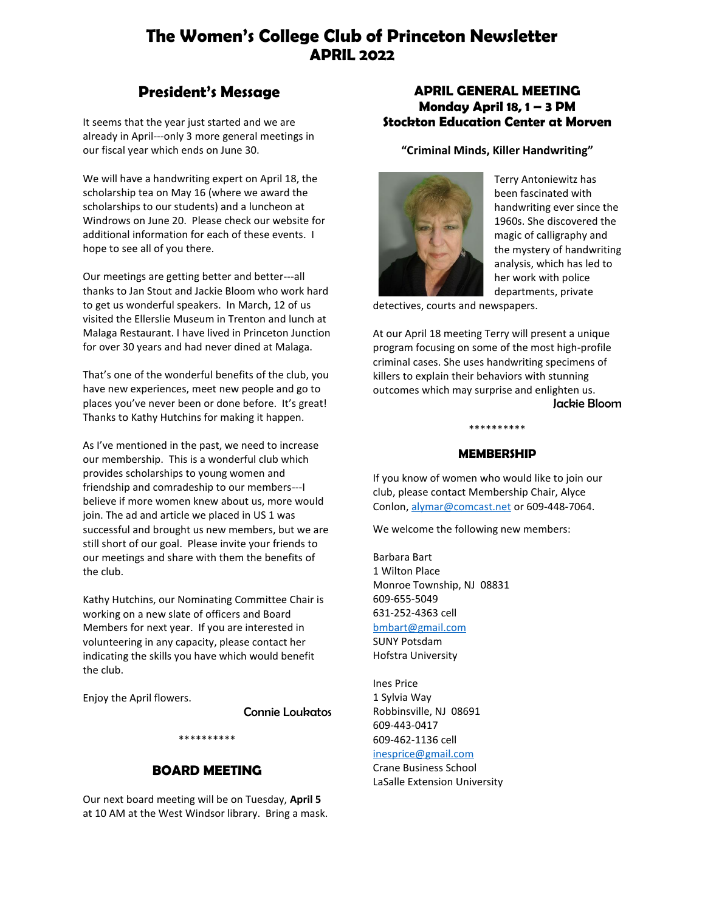# The Women's College Club of Princeton Newsletter
# APRIL 2022

## President's Message

It seems that the year just started and we are already in April---only 3 more general meetings in our fiscal year which ends on June 30.

We will have a handwriting expert on April 18, the scholarship tea on May 16 (where we award the scholarships to our students) and a luncheon at Windrows on June 20. Please check our website for additional information for each of these events. I hope to see all of you there.

Our meetings are getting better and better---all thanks to Jan Stout and Jackie Bloom who work hard to get us wonderful speakers. In March, 12 of us visited the Ellerslie Museum in Trenton and lunch at Malaga Restaurant. I have lived in Princeton Junction for over 30 years and had never dined at Malaga.

That's one of the wonderful benefits of the club, you have new experiences, meet new people and go to places you've never been or done before. It's great! Thanks to Kathy Hutchins for making it happen.

As I've mentioned in the past, we need to increase our membership. This is a wonderful club which provides scholarships to young women and friendship and comradeship to our members---I believe if more women knew about us, more would join. The ad and article we placed in US 1 was successful and brought us new members, but we are still short of our goal. Please invite your friends to our meetings and share with them the benefits of the club.

Kathy Hutchins, our Nominating Committee Chair is working on a new slate of officers and Board Members for next year. If you are interested in volunteering in any capacity, please contact her indicating the skills you have which would benefit the club.

Enjoy the April flowers.

Connie Loukatos

**********

## BOARD MEETING

Our next board meeting will be on Tuesday, **April 5** at 10 AM at the West Windsor library. Bring a mask.

## APRIL GENERAL MEETING
## Monday April 18, 1 – 3 PM
## Stockton Education Center at Morven

**"Criminal Minds, Killer Handwriting"**

Terry Antoniewitz has been fascinated with handwriting ever since the 1960s. She discovered the magic of calligraphy and the mystery of handwriting analysis, which has led to her work with police departments, private detectives, courts and newspapers.

At our April 18 meeting Terry will present a unique program focusing on some of the most high-profile criminal cases. She uses handwriting specimens of killers to explain their behaviors with stunning outcomes which may surprise and enlighten us.

Jackie Bloom

**********

## MEMBERSHIP

If you know of women who would like to join our club, please contact Membership Chair, Alyce Conlon, alymar@comcast.net or 609-448-7064.

We welcome the following new members:

Barbara Bart
1 Wilton Place
Monroe Township, NJ 08831
609-655-5049
631-252-4363 cell
bmbart@gmail.com
SUNY Potsdam
Hofstra University

Ines Price
1 Sylvia Way
Robbinsville, NJ 08691
609-443-0417
609-462-1136 cell
inesprice@gmail.com
Crane Business School
LaSalle Extension University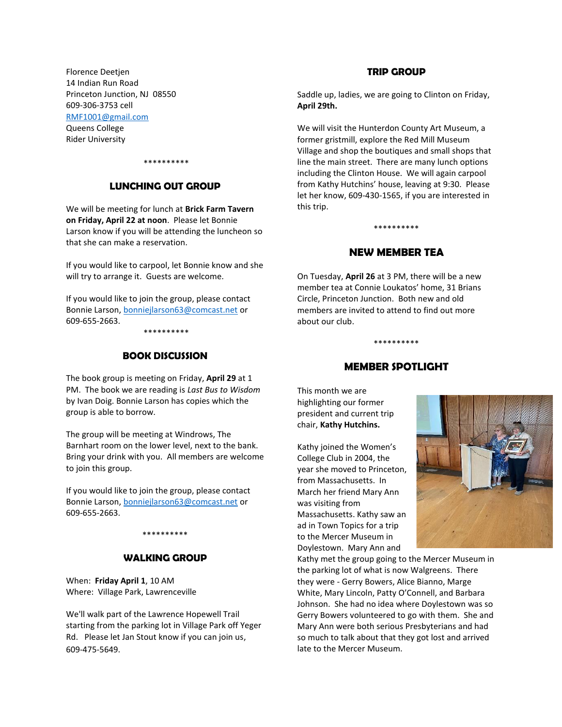Florence Deetjen
14 Indian Run Road
Princeton Junction, NJ 08550
609-306-3753 cell
RMF1001@gmail.com
Queens College
Rider University

**********

## LUNCHING OUT GROUP

We will be meeting for lunch at **Brick Farm Tavern on Friday, April 22 at noon**. Please let Bonnie Larson know if you will be attending the luncheon so that she can make a reservation.

If you would like to carpool, let Bonnie know and she will try to arrange it. Guests are welcome.

If you would like to join the group, please contact Bonnie Larson, bonniejlarson63@comcast.net or 609-655-2663.

**********

## BOOK DISCUSSION

The book group is meeting on Friday, **April 29** at 1 PM. The book we are reading is *Last Bus to Wisdom* by Ivan Doig. Bonnie Larson has copies which the group is able to borrow.

The group will be meeting at Windrows, The Barnhart room on the lower level, next to the bank. Bring your drink with you. All members are welcome to join this group.

If you would like to join the group, please contact Bonnie Larson, bonniejlarson63@comcast.net or 609-655-2663.

**********

## WALKING GROUP

When: **Friday April 1**, 10 AM
Where: Village Park, Lawrenceville

We'll walk part of the Lawrence Hopewell Trail starting from the parking lot in Village Park off Yeger Rd. Please let Jan Stout know if you can join us, 609-475-5649.

## TRIP GROUP

Saddle up, ladies, we are going to Clinton on Friday, **April 29th.**

We will visit the Hunterdon County Art Museum, a former gristmill, explore the Red Mill Museum Village and shop the boutiques and small shops that line the main street. There are many lunch options including the Clinton House. We will again carpool from Kathy Hutchins' house, leaving at 9:30. Please let her know, 609-430-1565, if you are interested in this trip.

**********

## NEW MEMBER TEA

On Tuesday, **April 26** at 3 PM, there will be a new member tea at Connie Loukatos' home, 31 Brians Circle, Princeton Junction. Both new and old members are invited to attend to find out more about our club.

**********

## MEMBER SPOTLIGHT

This month we are highlighting our former president and current trip chair, **Kathy Hutchins.**

Kathy joined the Women's College Club in 2004, the year she moved to Princeton, from Massachusetts. In March her friend Mary Ann was visiting from Massachusetts. Kathy saw an ad in Town Topics for a trip to the Mercer Museum in Doylestown. Mary Ann and Kathy met the group going to the Mercer Museum in the parking lot of what is now Walgreens. There they were - Gerry Bowers, Alice Bianno, Marge White, Mary Lincoln, Patty O'Connell, and Barbara Johnson. She had no idea where Doylestown was so Gerry Bowers volunteered to go with them. She and Mary Ann were both serious Presbyterians and had so much to talk about that they got lost and arrived late to the Mercer Museum.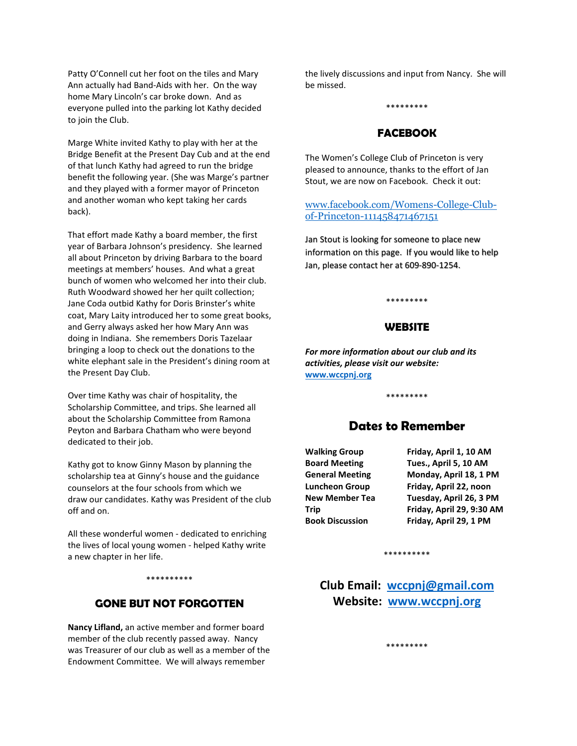Patty O'Connell cut her foot on the tiles and Mary Ann actually had Band-Aids with her. On the way home Mary Lincoln's car broke down. And as everyone pulled into the parking lot Kathy decided to join the Club.

Marge White invited Kathy to play with her at the Bridge Benefit at the Present Day Cub and at the end of that lunch Kathy had agreed to run the bridge benefit the following year. (She was Marge's partner and they played with a former mayor of Princeton and another woman who kept taking her cards back).

That effort made Kathy a board member, the first year of Barbara Johnson's presidency. She learned all about Princeton by driving Barbara to the board meetings at members' houses. And what a great bunch of women who welcomed her into their club. Ruth Woodward showed her her quilt collection; Jane Coda outbid Kathy for Doris Brinster's white coat, Mary Laity introduced her to some great books, and Gerry always asked her how Mary Ann was doing in Indiana. She remembers Doris Tazelaar bringing a loop to check out the donations to the white elephant sale in the President's dining room at the Present Day Club.

Over time Kathy was chair of hospitality, the Scholarship Committee, and trips. She learned all about the Scholarship Committee from Ramona Peyton and Barbara Chatham who were beyond dedicated to their job.

Kathy got to know Ginny Mason by planning the scholarship tea at Ginny's house and the guidance counselors at the four schools from which we draw our candidates. Kathy was President of the club off and on.

All these wonderful women - dedicated to enriching the lives of local young women - helped Kathy write a new chapter in her life.

**********

## GONE BUT NOT FORGOTTEN

**Nancy Lifland,** an active member and former board member of the club recently passed away. Nancy was Treasurer of our club as well as a member of the Endowment Committee. We will always remember the lively discussions and input from Nancy. She will be missed.

*********

## FACEBOOK

The Women's College Club of Princeton is very pleased to announce, thanks to the effort of Jan Stout, we are now on Facebook. Check it out:

www.facebook.com/Womens-College-Club-of-Princeton-111458471467151

Jan Stout is looking for someone to place new information on this page. If you would like to help Jan, please contact her at 609-890-1254.

*********

## WEBSITE

***For more information about our club and its activities, please visit our website:***
**www.wccpnj.org**

*********

## Dates to Remember

| | |
|---|---|
| **Walking Group** | **Friday, April 1, 10 AM** |
| **Board Meeting** | **Tues., April 5, 10 AM** |
| **General Meeting** | **Monday, April 18, 1 PM** |
| **Luncheon Group** | **Friday, April 22, noon** |
| **New Member Tea** | **Tuesday, April 26, 3 PM** |
| **Trip** | **Friday, April 29, 9:30 AM** |
| **Book Discussion** | **Friday, April 29, 1 PM** |

**********

**Club Email: wccpnj@gmail.com**
**Website: www.wccpnj.org**

*********